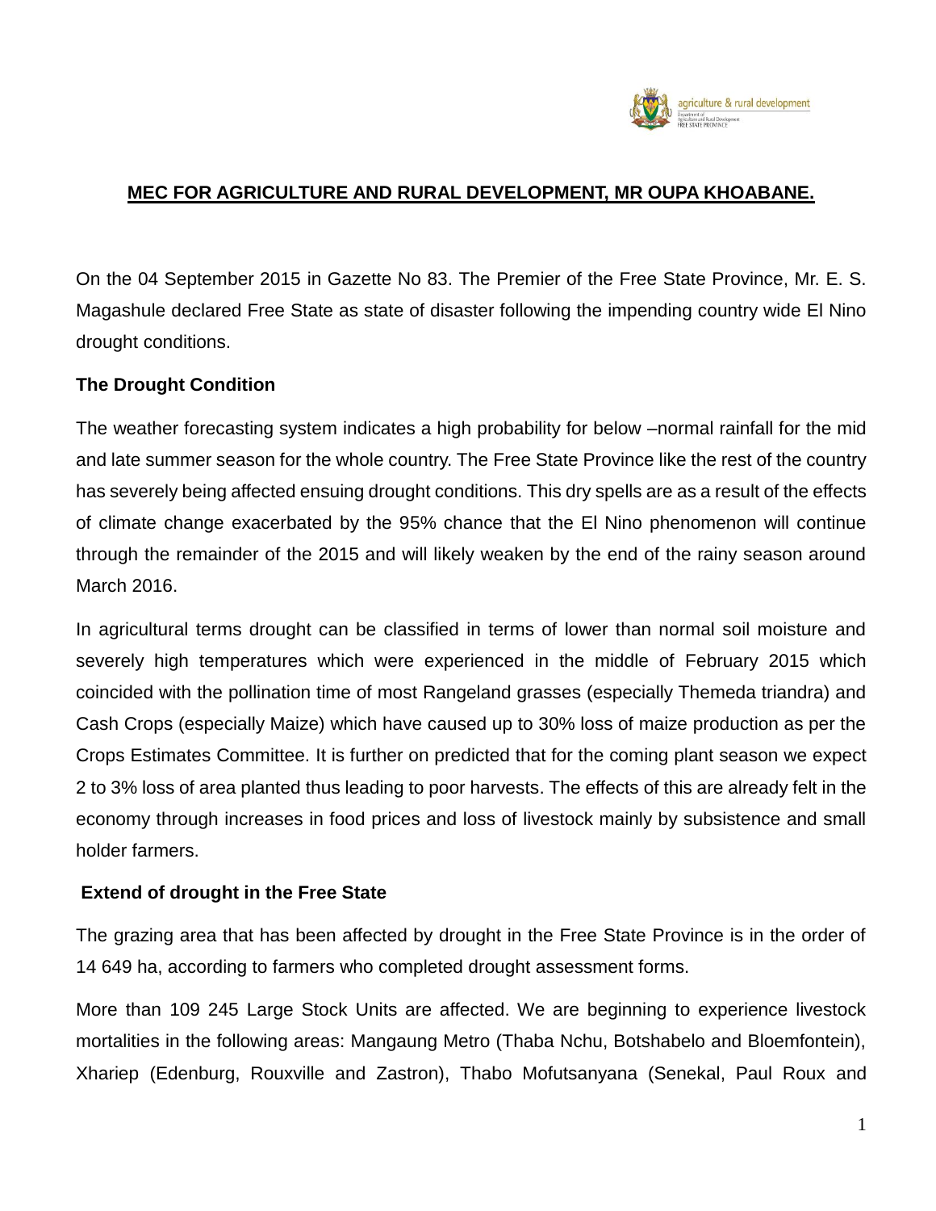## MEC FOR AGRICULTURE AND RURAL DEVELOPMENT, MR OUPA KHOABANE.

On the 04 September 2015 in Gazette No 83. The Premier of the Free State Province, Mr. E. S. Magashule declared Free State as state of disaster following the impending country wide El Nino drought conditions.

**The Drought Condition**

The weather forecasting system indicates a high probability for below –normal rainfall for the mid and late summer season for the whole country. The Free State Province like the rest of the country has severely being affected ensuing drought conditions. This dry spells are as a result of the effects of climate change exacerbated by the 95% chance that the El Nino phenomenon will continue through the remainder of the 2015 and will likely weaken by the end of the rainy season around March 2016.

In agricultural terms drought can be classified in terms of lower than normal soil moisture and severely high temperatures which were experienced in the middle of February 2015 which coincided with the pollination time of most Rangeland grasses (especially Themeda triandra) and Cash Crops (especially Maize) which have caused up to 30% loss of maize production as per the Crops Estimates Committee. It is further on predicted that for the coming plant season we expect 2 to 3% loss of area planted thus leading to poor harvests. The effects of this are already felt in the economy through increases in food prices and loss of livestock mainly by subsistence and small holder farmers.

**Extend of drought in the Free State**

The grazing area that has been affected by drought in the Free State Province is in the order of 14 649 ha, according to farmers who completed drought assessment forms.

More than 109 245 Large Stock Units are affected. We are beginning to experience livestock mortalities in the following areas: Mangaung Metro (Thaba Nchu, Botshabelo and Bloemfontein), Xhariep (Edenburg, Rouxville and Zastron), Thabo Mofutsanyana (Senekal, Paul Roux and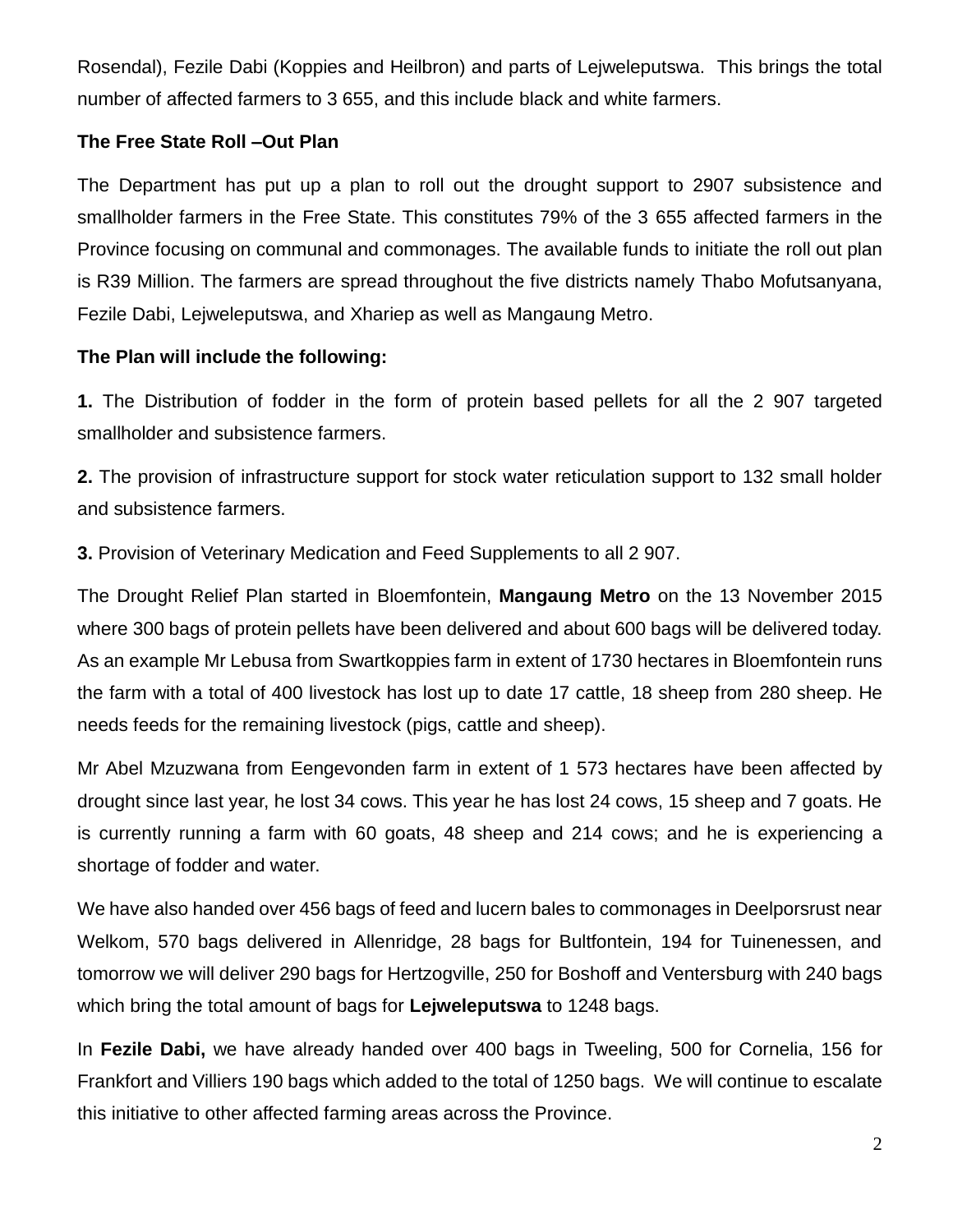Rosendal), Fezile Dabi (Koppies and Heilbron) and parts of Lejweleputswa. This brings the total number of affected farmers to 3 655, and this include black and white farmers.

**The Free State Roll –Out Plan**

The Department has put up a plan to roll out the drought support to 2907 subsistence and smallholder farmers in the Free State. This constitutes 79% of the 3 655 affected farmers in the Province focusing on communal and commonages. The available funds to initiate the roll out plan is R39 Million. The farmers are spread throughout the five districts namely Thabo Mofutsanyana, Fezile Dabi, Lejweleputswa, and Xhariep as well as Mangaung Metro.

**The Plan will include the following:**

**1.** The Distribution of fodder in the form of protein based pellets for all the 2 907 targeted smallholder and subsistence farmers.

**2.** The provision of infrastructure support for stock water reticulation support to 132 small holder and subsistence farmers.

**3.** Provision of Veterinary Medication and Feed Supplements to all 2 907.

The Drought Relief Plan started in Bloemfontein, **Mangaung Metro** on the 13 November 2015 where 300 bags of protein pellets have been delivered and about 600 bags will be delivered today. As an example Mr Lebusa from Swartkoppies farm in extent of 1730 hectares in Bloemfontein runs the farm with a total of 400 livestock has lost up to date 17 cattle, 18 sheep from 280 sheep. He needs feeds for the remaining livestock (pigs, cattle and sheep).

Mr Abel Mzuzwana from Eengevonden farm in extent of 1 573 hectares have been affected by drought since last year, he lost 34 cows. This year he has lost 24 cows, 15 sheep and 7 goats. He is currently running a farm with 60 goats, 48 sheep and 214 cows; and he is experiencing a shortage of fodder and water.

We have also handed over 456 bags of feed and lucern bales to commonages in Deelporsrust near Welkom, 570 bags delivered in Allenridge, 28 bags for Bultfontein, 194 for Tuinenessen, and tomorrow we will deliver 290 bags for Hertzogville, 250 for Boshoff and Ventersburg with 240 bags which bring the total amount of bags for **Lejweleputswa** to 1248 bags.

In **Fezile Dabi,** we have already handed over 400 bags in Tweeling, 500 for Cornelia, 156 for Frankfort and Villiers 190 bags which added to the total of 1250 bags. We will continue to escalate this initiative to other affected farming areas across the Province.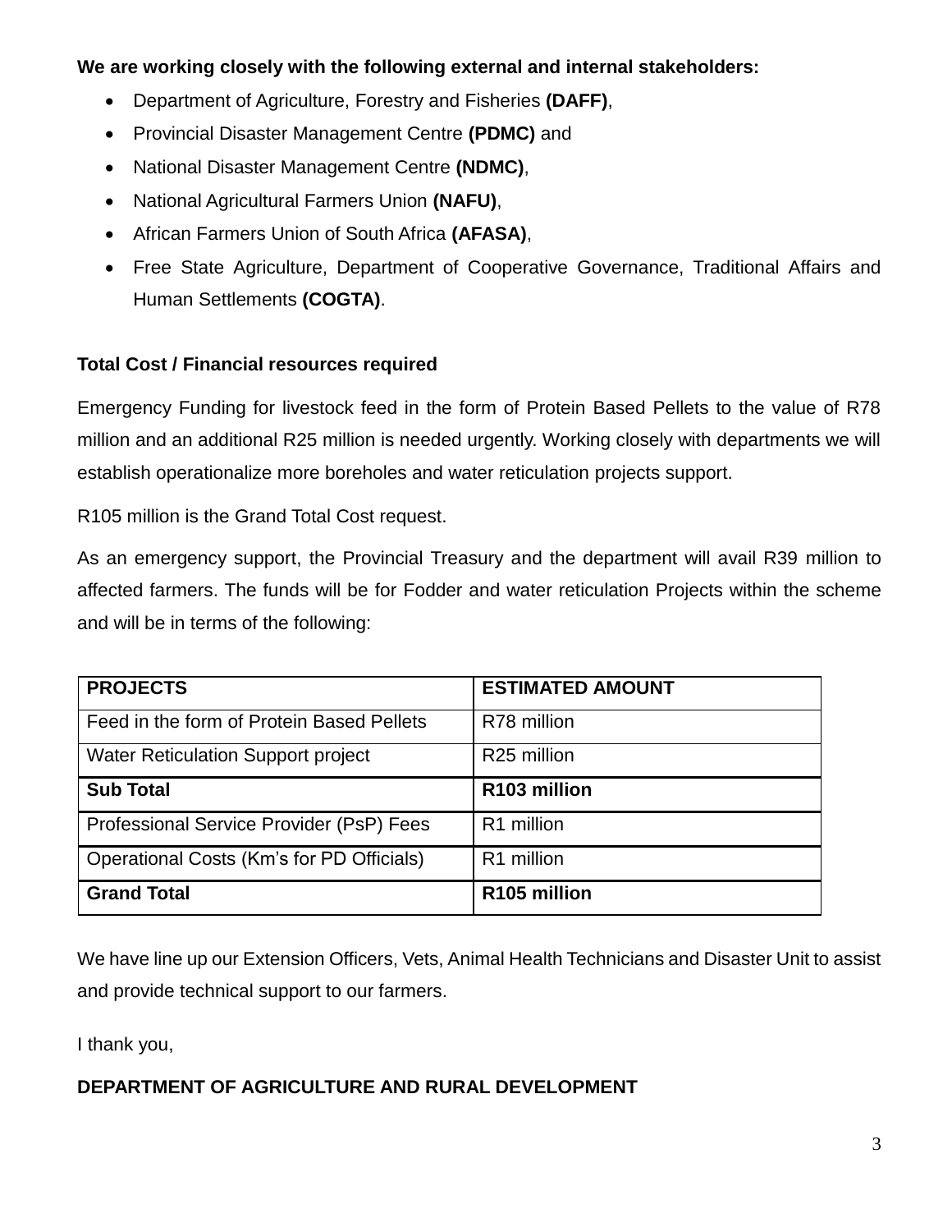**We are working closely with the following external and internal stakeholders:**

- Department of Agriculture, Forestry and Fisheries **(DAFF)**,
- Provincial Disaster Management Centre **(PDMC)** and
- National Disaster Management Centre **(NDMC)**,
- National Agricultural Farmers Union **(NAFU)**,
- African Farmers Union of South Africa **(AFASA)**,
- Free State Agriculture, Department of Cooperative Governance, Traditional Affairs and Human Settlements **(COGTA)**.

**Total Cost / Financial resources required**

Emergency Funding for livestock feed in the form of Protein Based Pellets to the value of R78 million and an additional R25 million is needed urgently. Working closely with departments we will establish operationalize more boreholes and water reticulation projects support.

R105 million is the Grand Total Cost request.

As an emergency support, the Provincial Treasury and the department will avail R39 million to affected farmers. The funds will be for Fodder and water reticulation Projects within the scheme and will be in terms of the following:

| **PROJECTS** | **ESTIMATED AMOUNT** |
| --- | --- |
| Feed in the form of Protein Based Pellets | R78 million |
| Water Reticulation Support project | R25 million |
| **Sub Total** | **R103 million** |
| Professional Service Provider (PsP) Fees | R1 million |
| Operational Costs (Km's for PD Officials) | R1 million |
| **Grand Total** | **R105 million** |

We have line up our Extension Officers, Vets, Animal Health Technicians and Disaster Unit to assist and provide technical support to our farmers.

I thank you,

**DEPARTMENT OF AGRICULTURE AND RURAL DEVELOPMENT**